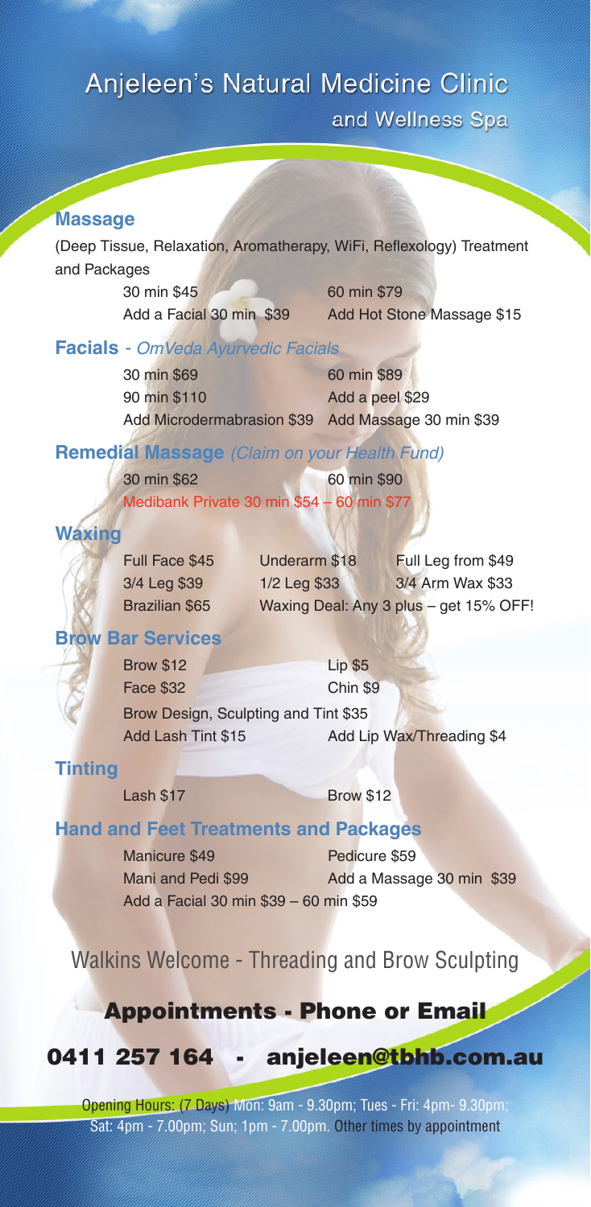# Anjeleen's Natural Medicine Clinic

and Wellness Spa

## Massage

(Deep Tissue, Relaxation, Aromatherapy, WiFi, Reflexology) Treatment and Packages

30 min $45 — 60 min $79

Add a Facial 30 min $39 — Add Hot Stone Massage $15

## Facials - *OmVeda Ayurvedic Facials*

30 min $69 — 60 min $89

90 min $110 — Add a peel $29

Add Microdermabrasion $39 — Add Massage 30 min $39

## Remedial Massage *(Claim on your Health Fund)*

30 min $62 — 60 min $90

Medibank Private 30 min $54 – 60 min $77

## Waxing

Full Face $45 — Underarm $18 — Full Leg from $49

3/4 Leg $39 — 1/2 Leg $33 — 3/4 Arm Wax $33

Brazilian $65 — Waxing Deal: Any 3 plus – get 15% OFF!

## Brow Bar Services

Brow $12 — Lip $5

Face $32 — Chin $9

Brow Design, Sculpting and Tint $35

Add Lash Tint $15 — Add Lip Wax/Threading $4

## Tinting

Lash $17 — Brow $12

## Hand and Feet Treatments and Packages

Manicure $49 — Pedicure $59

Mani and Pedi $99 — Add a Massage 30 min $39

Add a Facial 30 min $39 – 60 min $59

Walkins Welcome - Threading and Brow Sculpting

**Appointments - Phone or Email**

**0411 257 164 - anjeleen@tbhb.com.au**

Opening Hours: (7 Days) Mon: 9am - 9.30pm; Tues - Fri: 4pm- 9.30pm; Sat: 4pm - 7.00pm; Sun; 1pm - 7.00pm. Other times by appointment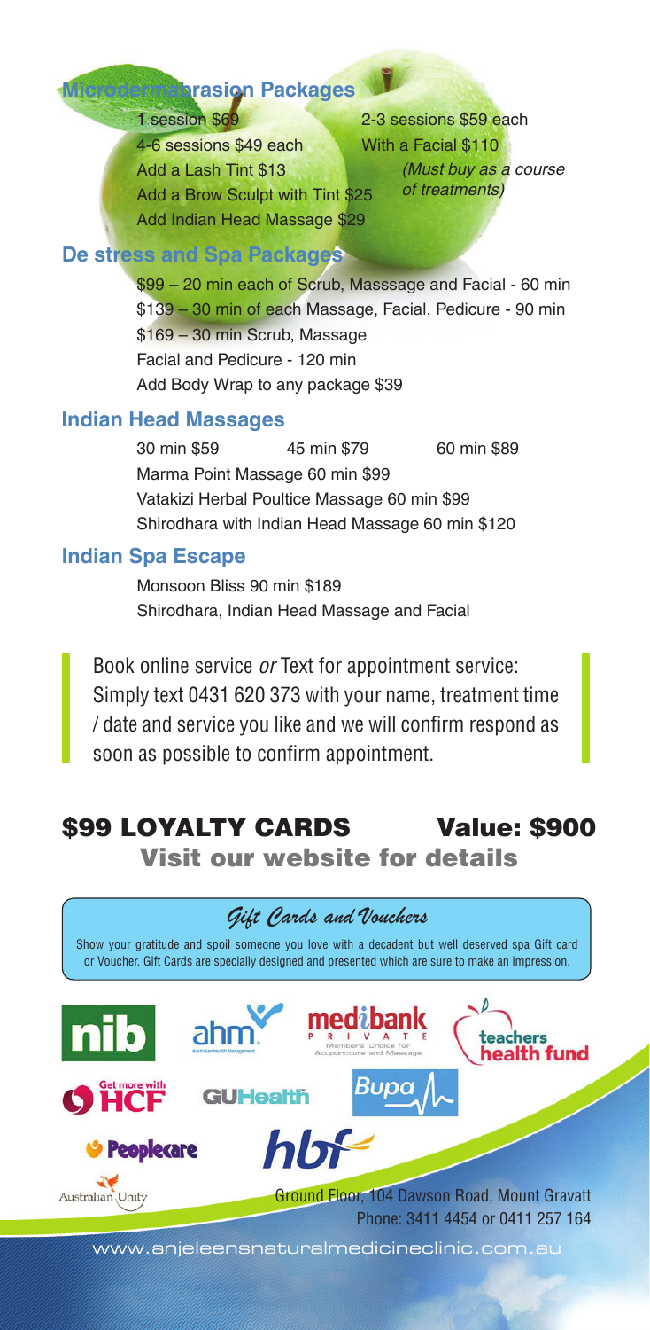## Microdermabrasion Packages

1 session $69
2-3 sessions $59 each
4-6 sessions $49 each
With a Facial $110
*(Must buy as a course of treatments)*
Add a Lash Tint $13
Add a Brow Sculpt with Tint $25
Add Indian Head Massage $29

## De stress and Spa Packages

$99 – 20 min each of Scrub, Masssage and Facial - 60 min
$139 – 30 min of each Massage, Facial, Pedicure - 90 min
$169 – 30 min Scrub, Massage
Facial and Pedicure - 120 min
Add Body Wrap to any package $39

## Indian Head Massages

30 min $59 45 min $79 60 min $89
Marma Point Massage 60 min $99
Vatakizi Herbal Poultice Massage 60 min $99
Shirodhara with Indian Head Massage 60 min $120

## Indian Spa Escape

Monsoon Bliss 90 min $189
Shirodhara, Indian Head Massage and Facial

Book online service *or* Text for appointment service:
Simply text 0431 620 373 with your name, treatment time / date and service you like and we will confirm respond as soon as possible to confirm appointment.

## $99 LOYALTY CARDS Value: $900

**Visit our website for details**

### *Gift Cards and Vouchers*

Show your gratitude and spoil someone you love with a decadent but well deserved spa Gift card or Voucher. Gift Cards are specially designed and presented which are sure to make an impression.

nib
ahm
medibank PRIVATE Members' Choice for Acupuncture and Massage
teachers health fund
Get more with HCF
GUHealth
Bupa
Peoplecare
hbf
Australian Unity

Ground Floor, 104 Dawson Road, Mount Gravatt
Phone: 3411 4454 or 0411 257 164

www.anjeleensnaturalmedicineclinic.com.au